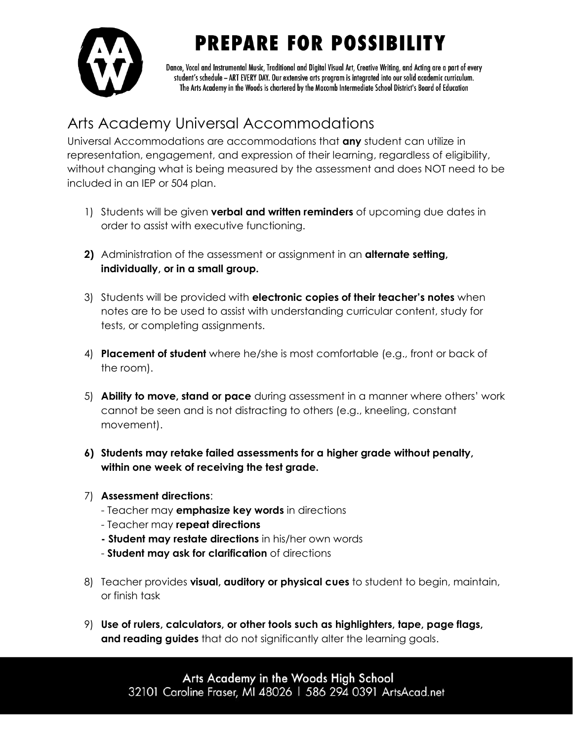# PREPARE FOR POSSIBILITY

Dance, Vocal and Instrumental Music, Traditional and Digital Visual Art, Creative Writing, and Acting are a part of every student's schedule – ART EVERY DAY. Our extensive arts program is integrated into our solid academic curriculum. The Arts Academy in the Woods is chartered by the Macomb Intermediate School District's Board of Education

## Arts Academy Universal Accommodations

Universal Accommodations are accommodations that **any** student can utilize in representation, engagement, and expression of their learning, regardless of eligibility, without changing what is being measured by the assessment and does NOT need to be included in an IEP or 504 plan.

1) Students will be given **verbal and written reminders** of upcoming due dates in order to assist with executive functioning.

2) Administration of the assessment or assignment in an **alternate setting, individually, or in a small group.**

3) Students will be provided with **electronic copies of their teacher's notes** when notes are to be used to assist with understanding curricular content, study for tests, or completing assignments.

4) **Placement of student** where he/she is most comfortable (e.g., front or back of the room).

5) **Ability to move, stand or pace** during assessment in a manner where others' work cannot be seen and is not distracting to others (e.g., kneeling, constant movement).

6) **Students may retake failed assessments for a higher grade without penalty, within one week of receiving the test grade.**

7) **Assessment directions**:
   - Teacher may **emphasize key words** in directions
   - Teacher may **repeat directions**
   - **Student may restate directions** in his/her own words
   - **Student may ask for clarification** of directions

8) Teacher provides **visual, auditory or physical cues** to student to begin, maintain, or finish task

9) **Use of rulers, calculators, or other tools such as highlighters, tape, page flags, and reading guides** that do not significantly alter the learning goals.

Arts Academy in the Woods High School
32101 Caroline Fraser, MI 48026 | 586 294 0391 ArtsAcad.net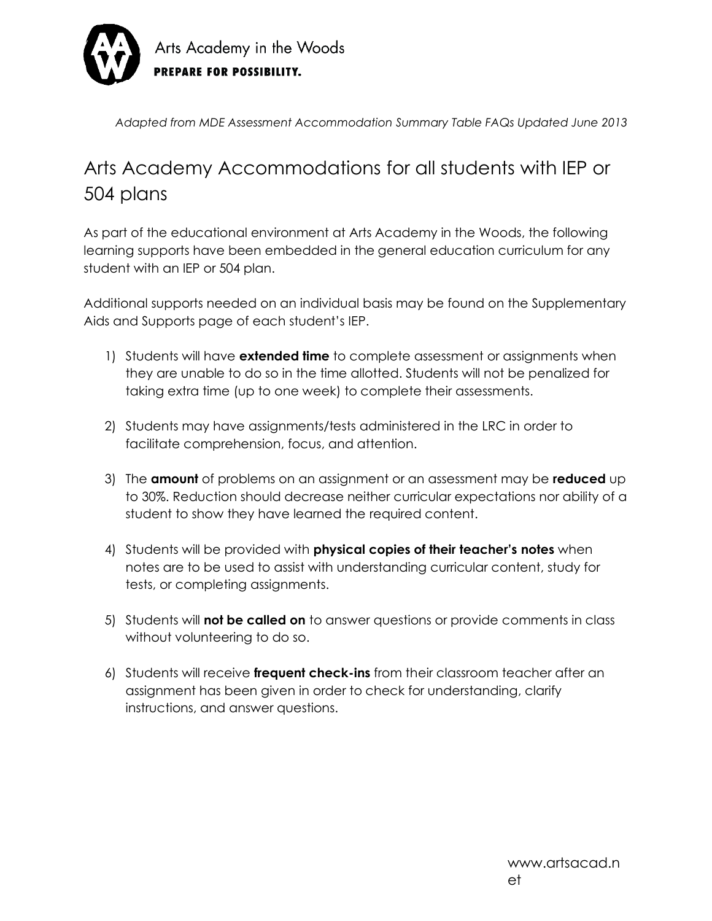Arts Academy in the Woods

**PREPARE FOR POSSIBILITY.**

*Adapted from MDE Assessment Accommodation Summary Table FAQs Updated June 2013*

# Arts Academy Accommodations for all students with IEP or 504 plans

As part of the educational environment at Arts Academy in the Woods, the following learning supports have been embedded in the general education curriculum for any student with an IEP or 504 plan.

Additional supports needed on an individual basis may be found on the Supplementary Aids and Supports page of each student's IEP.

1) Students will have **extended time** to complete assessment or assignments when they are unable to do so in the time allotted. Students will not be penalized for taking extra time (up to one week) to complete their assessments.

2) Students may have assignments/tests administered in the LRC in order to facilitate comprehension, focus, and attention.

3) The **amount** of problems on an assignment or an assessment may be **reduced** up to 30%. Reduction should decrease neither curricular expectations nor ability of a student to show they have learned the required content.

4) Students will be provided with **physical copies of their teacher's notes** when notes are to be used to assist with understanding curricular content, study for tests, or completing assignments.

5) Students will **not be called on** to answer questions or provide comments in class without volunteering to do so.

6) Students will receive **frequent check-ins** from their classroom teacher after an assignment has been given in order to check for understanding, clarify instructions, and answer questions.

www.artsacad.net